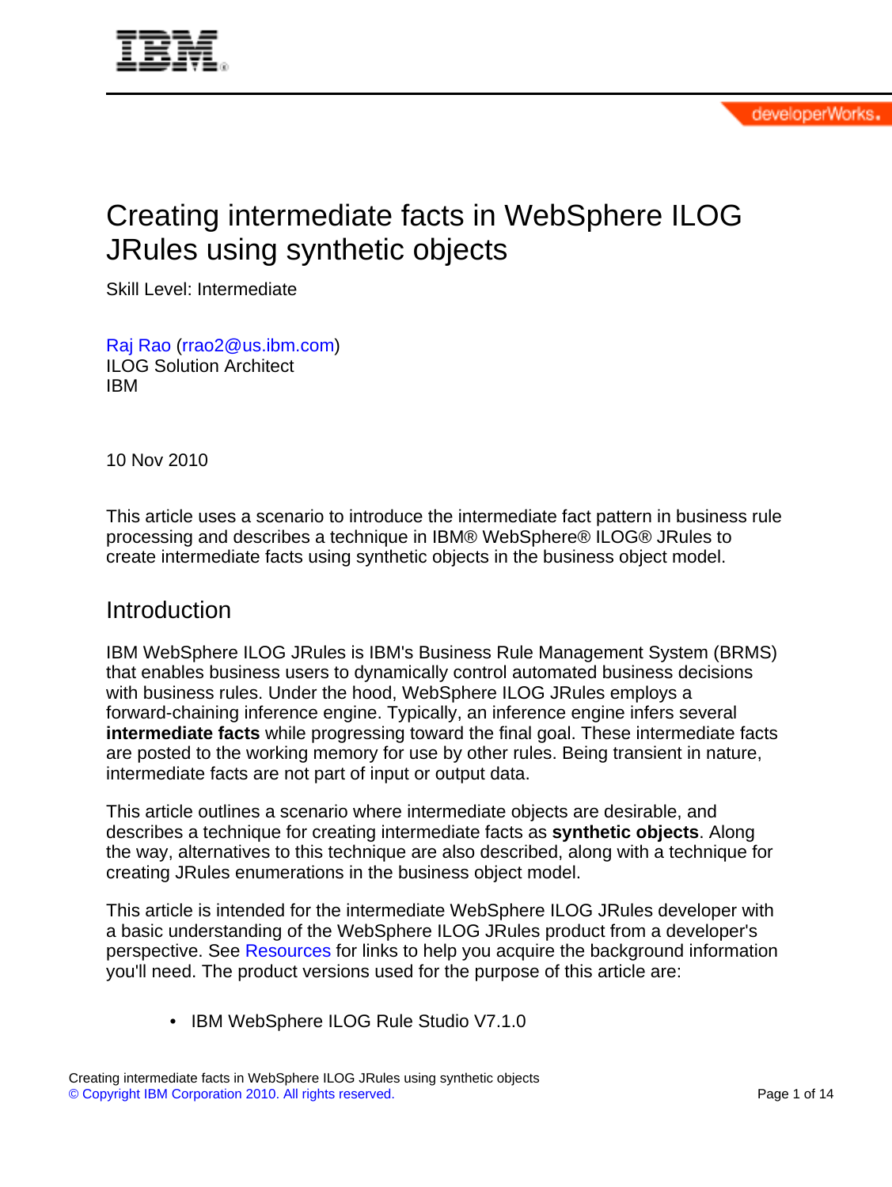# Creating intermediate facts in WebSphere ILOG JRules using synthetic objects

Skill Level: Intermediate

Raj Rao (rrao2@us.ibm.com)
ILOG Solution Architect
IBM

10 Nov 2010

This article uses a scenario to introduce the intermediate fact pattern in business rule processing and describes a technique in IBM® WebSphere® ILOG® JRules to create intermediate facts using synthetic objects in the business object model.

## Introduction

IBM WebSphere ILOG JRules is IBM's Business Rule Management System (BRMS) that enables business users to dynamically control automated business decisions with business rules. Under the hood, WebSphere ILOG JRules employs a forward-chaining inference engine. Typically, an inference engine infers several **intermediate facts** while progressing toward the final goal. These intermediate facts are posted to the working memory for use by other rules. Being transient in nature, intermediate facts are not part of input or output data.

This article outlines a scenario where intermediate objects are desirable, and describes a technique for creating intermediate facts as **synthetic objects**. Along the way, alternatives to this technique are also described, along with a technique for creating JRules enumerations in the business object model.

This article is intended for the intermediate WebSphere ILOG JRules developer with a basic understanding of the WebSphere ILOG JRules product from a developer's perspective. See Resources for links to help you acquire the background information you'll need. The product versions used for the purpose of this article are:

- IBM WebSphere ILOG Rule Studio V7.1.0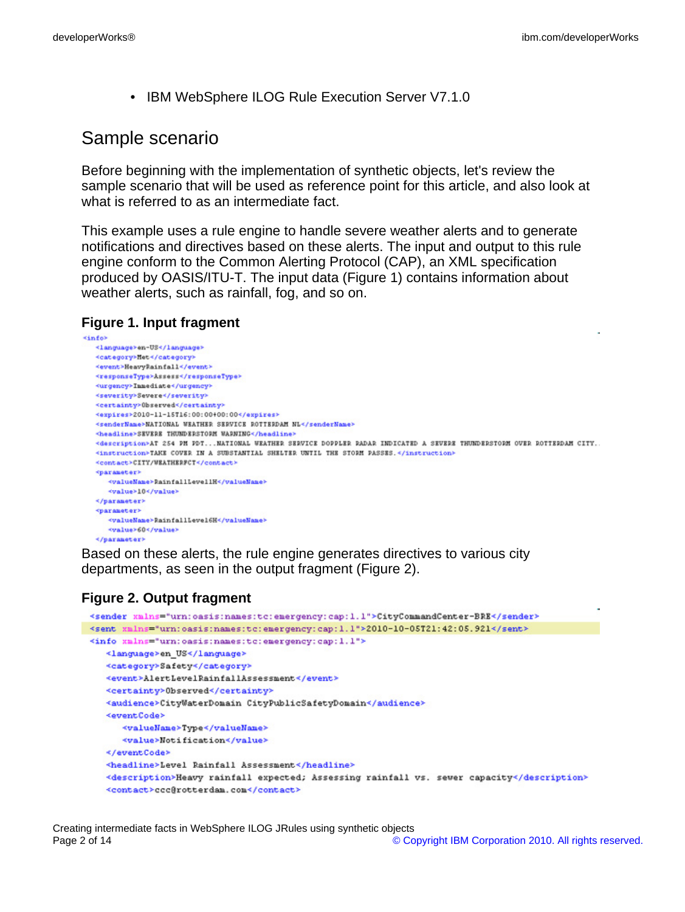- IBM WebSphere ILOG Rule Execution Server V7.1.0

## Sample scenario

Before beginning with the implementation of synthetic objects, let's review the sample scenario that will be used as reference point for this article, and also look at what is referred to as an intermediate fact.

This example uses a rule engine to handle severe weather alerts and to generate notifications and directives based on these alerts. The input and output to this rule engine conform to the Common Alerting Protocol (CAP), an XML specification produced by OASIS/ITU-T. The input data (Figure 1) contains information about weather alerts, such as rainfall, fog, and so on.

### Figure 1. Input fragment

```
<info>
   <language>en-US</language>
   <category>Met</category>
   <event>HeavyRainfall</event>
   <responseType>Assess</responseType>
   <urgency>Immediate</urgency>
   <severity>Severe</severity>
   <certainty>Observed</certainty>
   <expires>2010-11-15T16:00:00+00:00</expires>
   <senderName>NATIONAL WEATHER SERVICE ROTTERDAM NL</senderName>
   <headline>SEVERE THUNDERSTORM WARNING</headline>
   <description>AT 254 PM PDT...NATIONAL WEATHER SERVICE DOPPLER RADAR INDICATED A SEVERE THUNDERSTORM OVER ROTTERDAM CITY..
   <instruction>TAKE COVER IN A SUBSTANTIAL SHELTER UNTIL THE STORM PASSES.</instruction>
   <contact>CITY/WEATHERFCT</contact>
   <parameter>
      <valueName>RainfallLevel1H</valueName>
      <value>10</value>
   </parameter>
   <parameter>
      <valueName>RainfallLevel6H</valueName>
      <value>60</value>
   </parameter>
```

Based on these alerts, the rule engine generates directives to various city departments, as seen in the output fragment (Figure 2).

### Figure 2. Output fragment

```
<sender xmlns="urn:oasis:names:tc:emergency:cap:1.1">CityCommandCenter-BRE</sender>
<sent xmlns="urn:oasis:names:tc:emergency:cap:1.1">2010-10-05T21:42:05.921</sent>
<info xmlns="urn:oasis:names:tc:emergency:cap:1.1">
   <language>en_US</language>
   <category>Safety</category>
   <event>AlertLevelRainfallAssessment</event>
   <certainty>Observed</certainty>
   <audience>CityWaterDomain CityPublicSafetyDomain</audience>
   <eventCode>
      <valueName>Type</valueName>
      <value>Notification</value>
   </eventCode>
   <headline>Level Rainfall Assessment</headline>
   <description>Heavy rainfall expected; Assessing rainfall vs. sewer capacity</description>
   <contact>ccc@rotterdam.com</contact>
```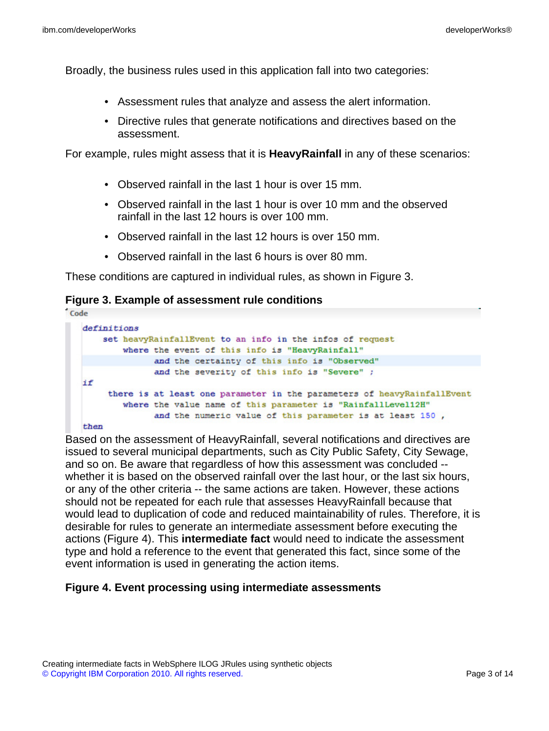Broadly, the business rules used in this application fall into two categories:

- Assessment rules that analyze and assess the alert information.
- Directive rules that generate notifications and directives based on the assessment.

For example, rules might assess that it is **HeavyRainfall** in any of these scenarios:

- Observed rainfall in the last 1 hour is over 15 mm.
- Observed rainfall in the last 1 hour is over 10 mm and the observed rainfall in the last 12 hours is over 100 mm.
- Observed rainfall in the last 12 hours is over 150 mm.
- Observed rainfall in the last 6 hours is over 80 mm.

These conditions are captured in individual rules, as shown in Figure 3.

**Figure 3. Example of assessment rule conditions**

```
definitions
    set heavyRainfallEvent to an info in the infos of request
        where the event of this info is "HeavyRainfall"
            and the certainty of this info is "Observed"
            and the severity of this info is "Severe" ;
if
     there is at least one parameter in the parameters of heavyRainfallEvent
        where the value name of this parameter is "RainfallLevel12H"
            and the numeric value of this parameter is at least 150 ,
then
```

Based on the assessment of HeavyRainfall, several notifications and directives are issued to several municipal departments, such as City Public Safety, City Sewage, and so on. Be aware that regardless of how this assessment was concluded -- whether it is based on the observed rainfall over the last hour, or the last six hours, or any of the other criteria -- the same actions are taken. However, these actions should not be repeated for each rule that assesses HeavyRainfall because that would lead to duplication of code and reduced maintainability of rules. Therefore, it is desirable for rules to generate an intermediate assessment before executing the actions (Figure 4). This **intermediate fact** would need to indicate the assessment type and hold a reference to the event that generated this fact, since some of the event information is used in generating the action items.

**Figure 4. Event processing using intermediate assessments**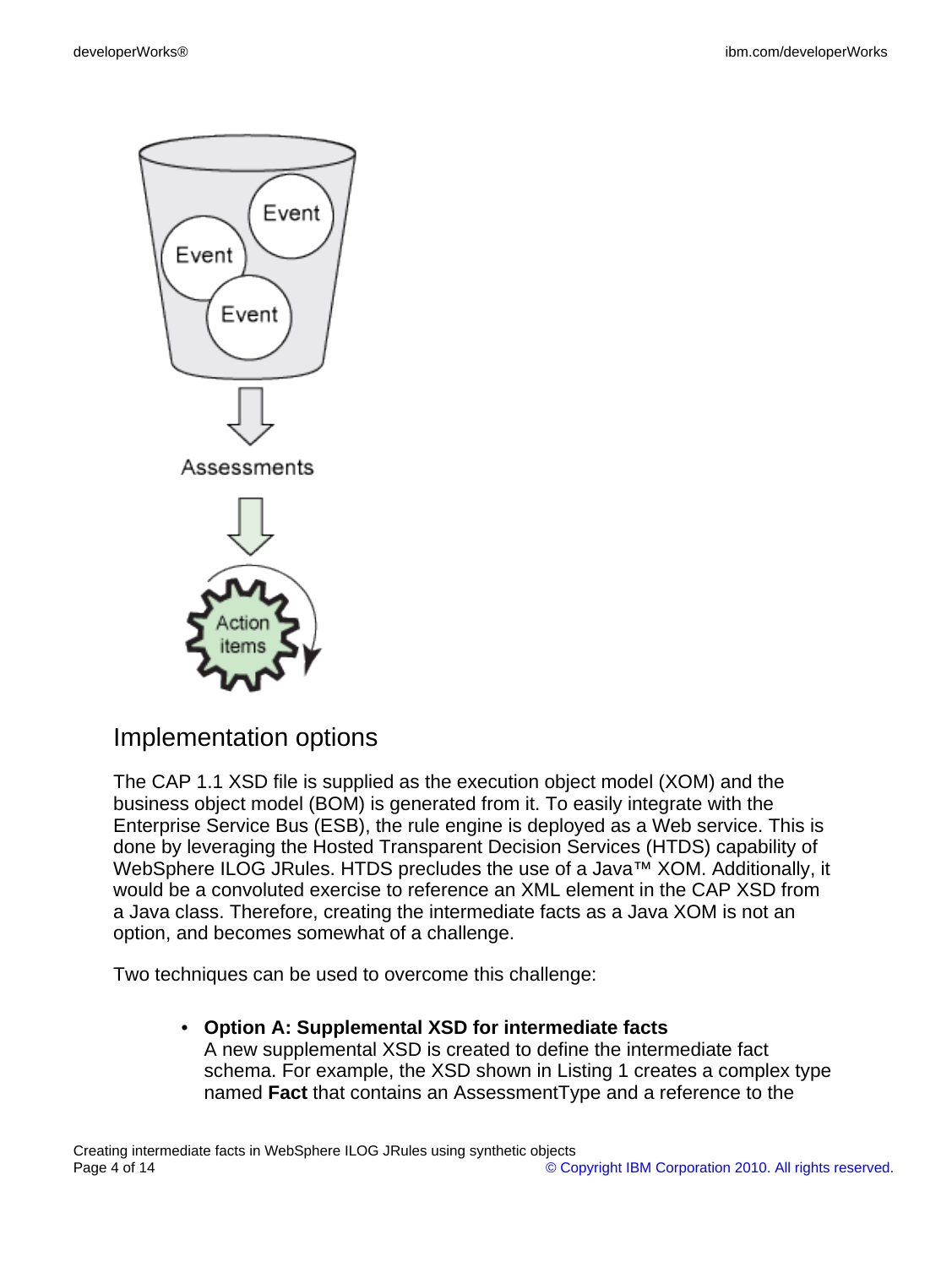## Implementation options

The CAP 1.1 XSD file is supplied as the execution object model (XOM) and the business object model (BOM) is generated from it. To easily integrate with the Enterprise Service Bus (ESB), the rule engine is deployed as a Web service. This is done by leveraging the Hosted Transparent Decision Services (HTDS) capability of WebSphere ILOG JRules. HTDS precludes the use of a Java™ XOM. Additionally, it would be a convoluted exercise to reference an XML element in the CAP XSD from a Java class. Therefore, creating the intermediate facts as a Java XOM is not an option, and becomes somewhat of a challenge.

Two techniques can be used to overcome this challenge:

- **Option A: Supplemental XSD for intermediate facts**
  A new supplemental XSD is created to define the intermediate fact schema. For example, the XSD shown in Listing 1 creates a complex type named **Fact** that contains an AssessmentType and a reference to the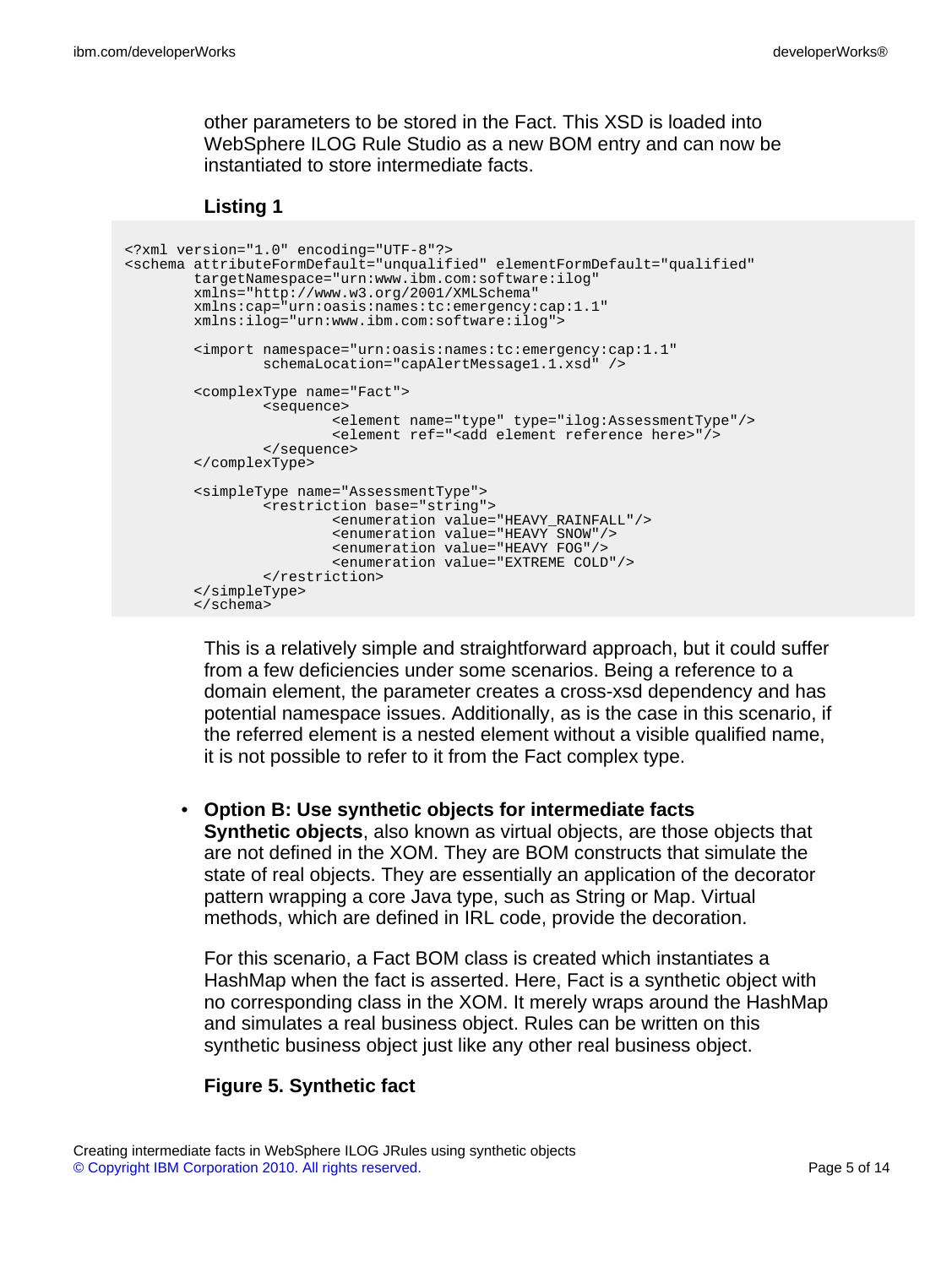other parameters to be stored in the Fact. This XSD is loaded into WebSphere ILOG Rule Studio as a new BOM entry and can now be instantiated to store intermediate facts.

**Listing 1**

```
<?xml version="1.0" encoding="UTF-8"?>
<schema attributeFormDefault="unqualified" elementFormDefault="qualified"
        targetNamespace="urn:www.ibm.com:software:ilog"
        xmlns="http://www.w3.org/2001/XMLSchema"
        xmlns:cap="urn:oasis:names:tc:emergency:cap:1.1"
        xmlns:ilog="urn:www.ibm.com:software:ilog">

        <import namespace="urn:oasis:names:tc:emergency:cap:1.1"
                schemaLocation="capAlertMessage1.1.xsd" />

        <complexType name="Fact">
                <sequence>
                        <element name="type" type="ilog:AssessmentType"/>
                        <element ref="<add element reference here>"/>
                </sequence>
        </complexType>

        <simpleType name="AssessmentType">
                <restriction base="string">
                        <enumeration value="HEAVY_RAINFALL"/>
                        <enumeration value="HEAVY SNOW"/>
                        <enumeration value="HEAVY FOG"/>
                        <enumeration value="EXTREME COLD"/>
                </restriction>
        </simpleType>
        </schema>
```

This is a relatively simple and straightforward approach, but it could suffer from a few deficiencies under some scenarios. Being a reference to a domain element, the parameter creates a cross-xsd dependency and has potential namespace issues. Additionally, as is the case in this scenario, if the referred element is a nested element without a visible qualified name, it is not possible to refer to it from the Fact complex type.

- **Option B: Use synthetic objects for intermediate facts**
  **Synthetic objects**, also known as virtual objects, are those objects that are not defined in the XOM. They are BOM constructs that simulate the state of real objects. They are essentially an application of the decorator pattern wrapping a core Java type, such as String or Map. Virtual methods, which are defined in IRL code, provide the decoration.

  For this scenario, a Fact BOM class is created which instantiates a HashMap when the fact is asserted. Here, Fact is a synthetic object with no corresponding class in the XOM. It merely wraps around the HashMap and simulates a real business object. Rules can be written on this synthetic business object just like any other real business object.

  **Figure 5. Synthetic fact**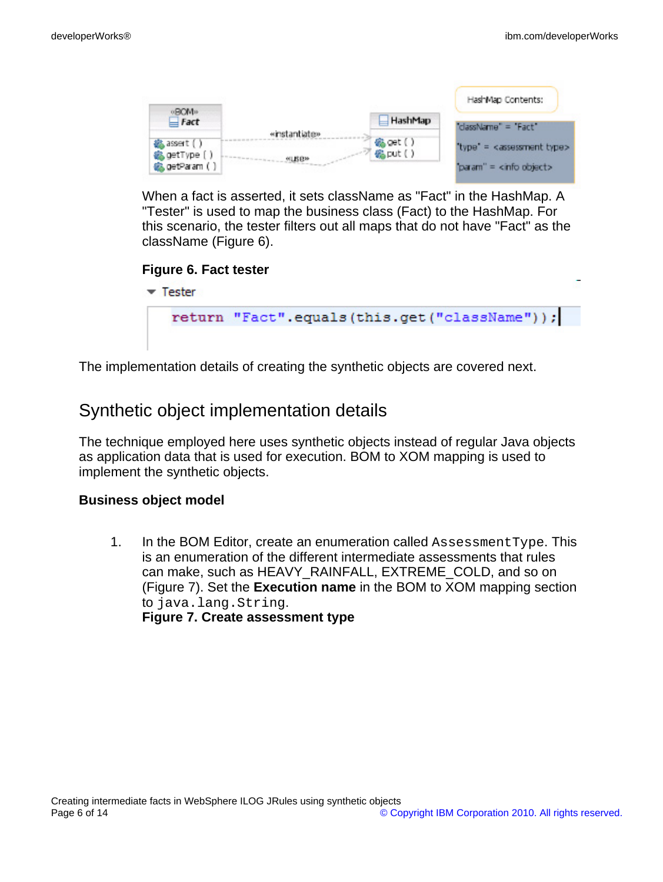When a fact is asserted, it sets className as "Fact" in the HashMap. A "Tester" is used to map the business class (Fact) to the HashMap. For this scenario, the tester filters out all maps that do not have "Fact" as the className (Figure 6).

**Figure 6. Fact tester**

```
return "Fact".equals(this.get("className"));
```

The implementation details of creating the synthetic objects are covered next.

## Synthetic object implementation details

The technique employed here uses synthetic objects instead of regular Java objects as application data that is used for execution. BOM to XOM mapping is used to implement the synthetic objects.

### Business object model

1. In the BOM Editor, create an enumeration called `AssessmentType`. This is an enumeration of the different intermediate assessments that rules can make, such as HEAVY_RAINFALL, EXTREME_COLD, and so on (Figure 7). Set the **Execution name** in the BOM to XOM mapping section to `java.lang.String`.
   **Figure 7. Create assessment type**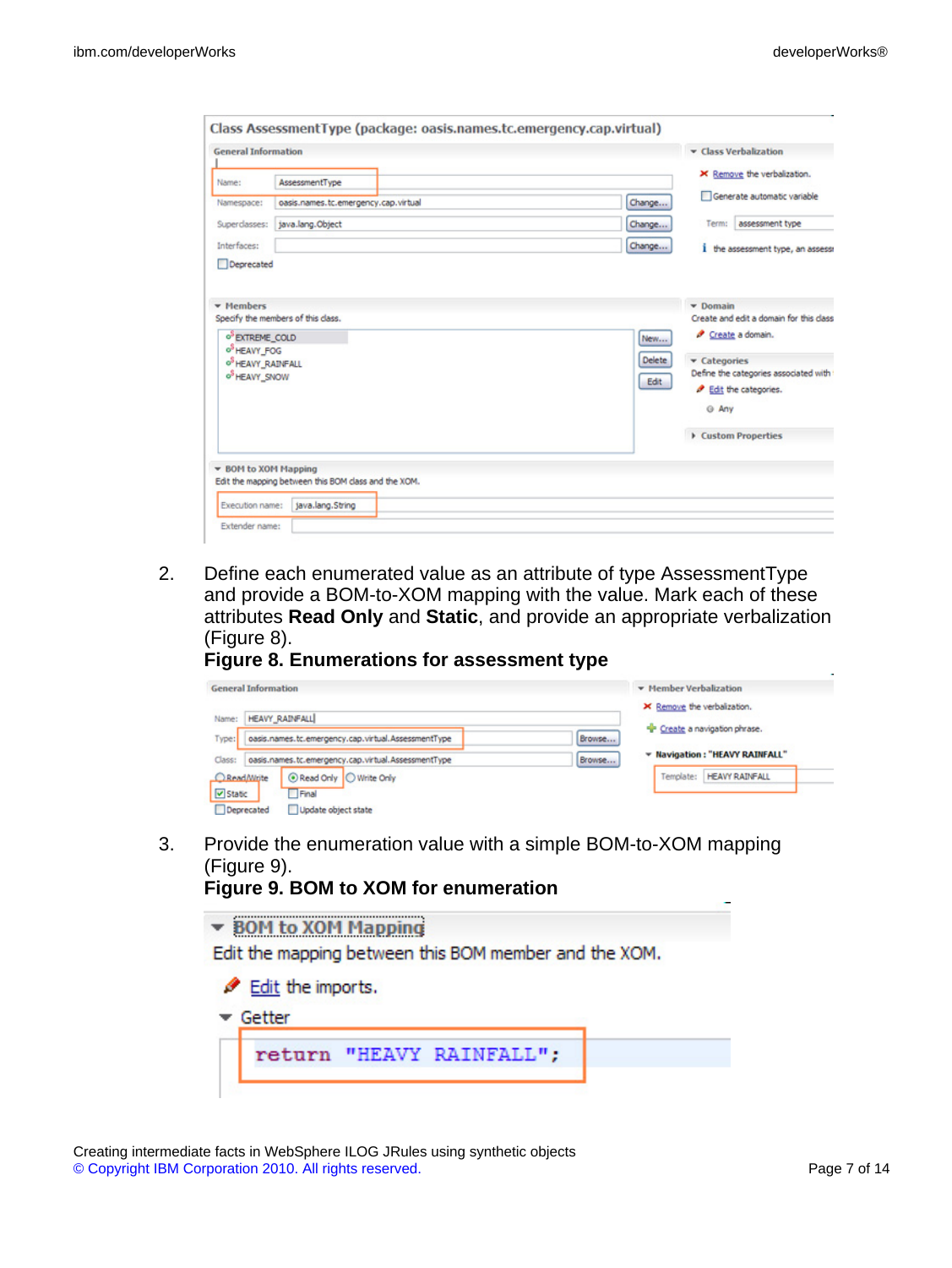2. Define each enumerated value as an attribute of type AssessmentType and provide a BOM-to-XOM mapping with the value. Mark each of these attributes **Read Only** and **Static**, and provide an appropriate verbalization (Figure 8).

**Figure 8. Enumerations for assessment type**

3. Provide the enumeration value with a simple BOM-to-XOM mapping (Figure 9).

**Figure 9. BOM to XOM for enumeration**

Creating intermediate facts in WebSphere ILOG JRules using synthetic objects

© Copyright IBM Corporation 2010. All rights reserved.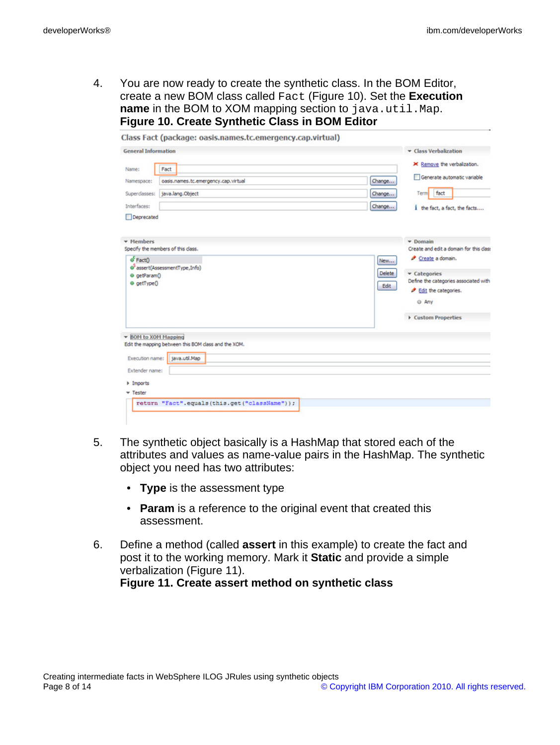4. You are now ready to create the synthetic class. In the BOM Editor, create a new BOM class called `Fact` (Figure 10). Set the **Execution name** in the BOM to XOM mapping section to `java.util.Map`.
   **Figure 10. Create Synthetic Class in BOM Editor**

5. The synthetic object basically is a HashMap that stored each of the attributes and values as name-value pairs in the HashMap. The synthetic object you need has two attributes:
   - **Type** is the assessment type
   - **Param** is a reference to the original event that created this assessment.

6. Define a method (called **assert** in this example) to create the fact and post it to the working memory. Mark it **Static** and provide a simple verbalization (Figure 11).
   **Figure 11. Create assert method on synthetic class**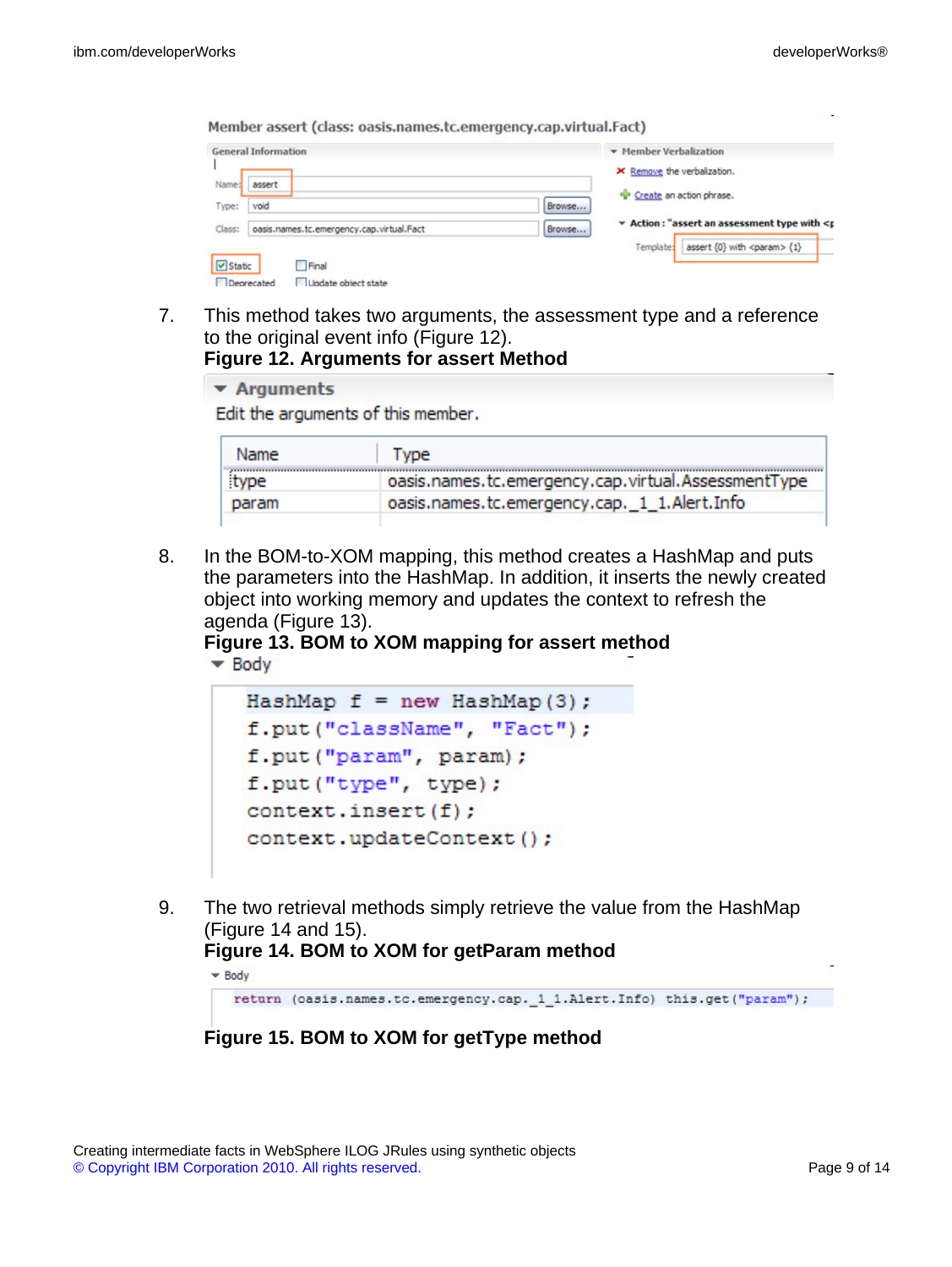Member assert (class: oasis.names.tc.emergency.cap.virtual.Fact)

7. This method takes two arguments, the assessment type and a reference to the original event info (Figure 12).

**Figure 12. Arguments for assert Method**

Arguments

Edit the arguments of this member.

| Name | Type |
| --- | --- |
| type | oasis.names.tc.emergency.cap.virtual.AssessmentType |
| param | oasis.names.tc.emergency.cap._1_1.Alert.Info |

8. In the BOM-to-XOM mapping, this method creates a HashMap and puts the parameters into the HashMap. In addition, it inserts the newly created object into working memory and updates the context to refresh the agenda (Figure 13).

**Figure 13. BOM to XOM mapping for assert method**

Body

```
HashMap f = new HashMap(3);
f.put("className", "Fact");
f.put("param", param);
f.put("type", type);
context.insert(f);
context.updateContext();
```

9. The two retrieval methods simply retrieve the value from the HashMap (Figure 14 and 15).

**Figure 14. BOM to XOM for getParam method**

Body

```
return (oasis.names.tc.emergency.cap._1_1.Alert.Info) this.get("param");
```

**Figure 15. BOM to XOM for getType method**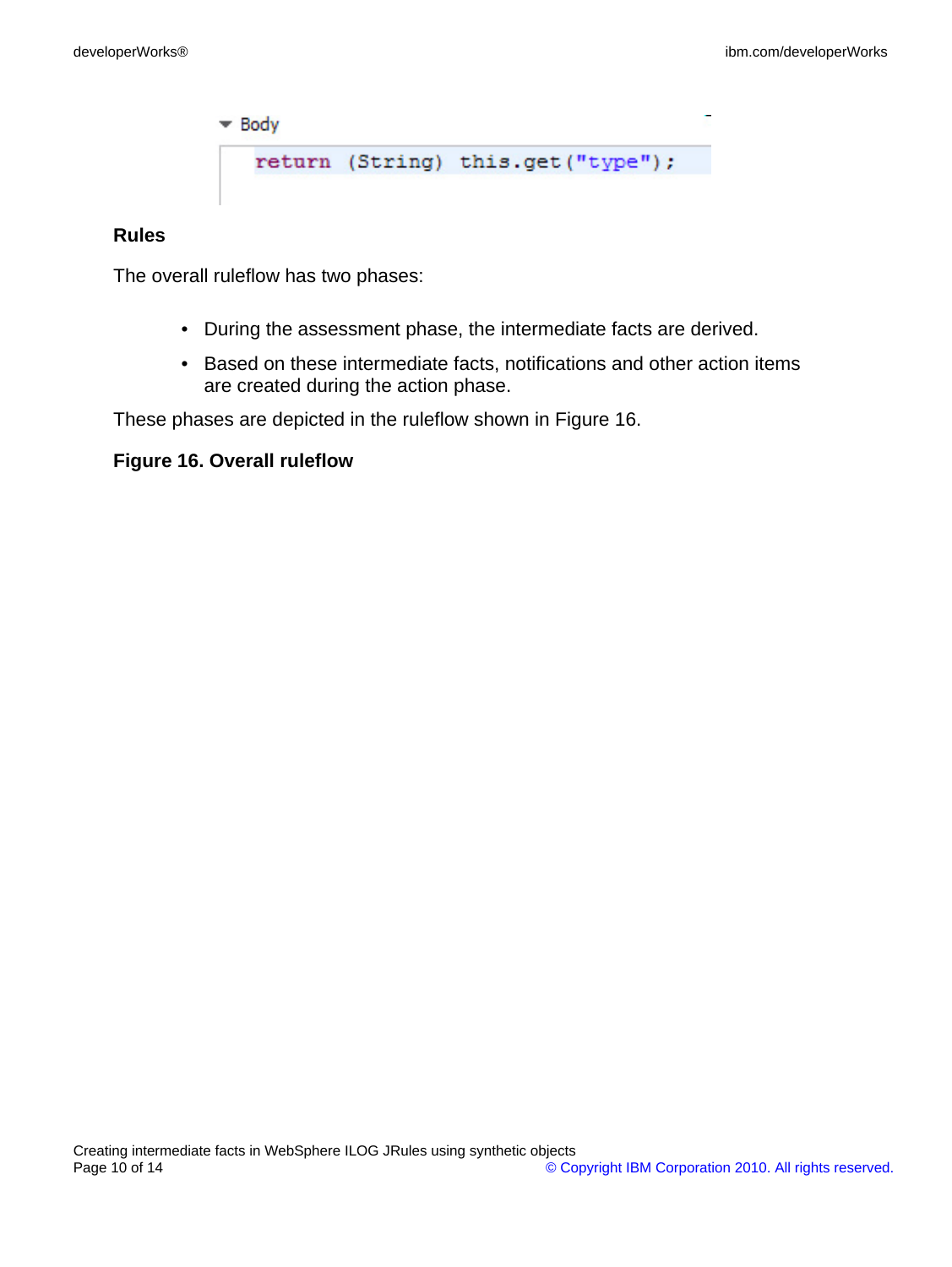Body

```
return (String) this.get("type");
```

### Rules

The overall ruleflow has two phases:

- During the assessment phase, the intermediate facts are derived.
- Based on these intermediate facts, notifications and other action items are created during the action phase.

These phases are depicted in the ruleflow shown in Figure 16.

**Figure 16. Overall ruleflow**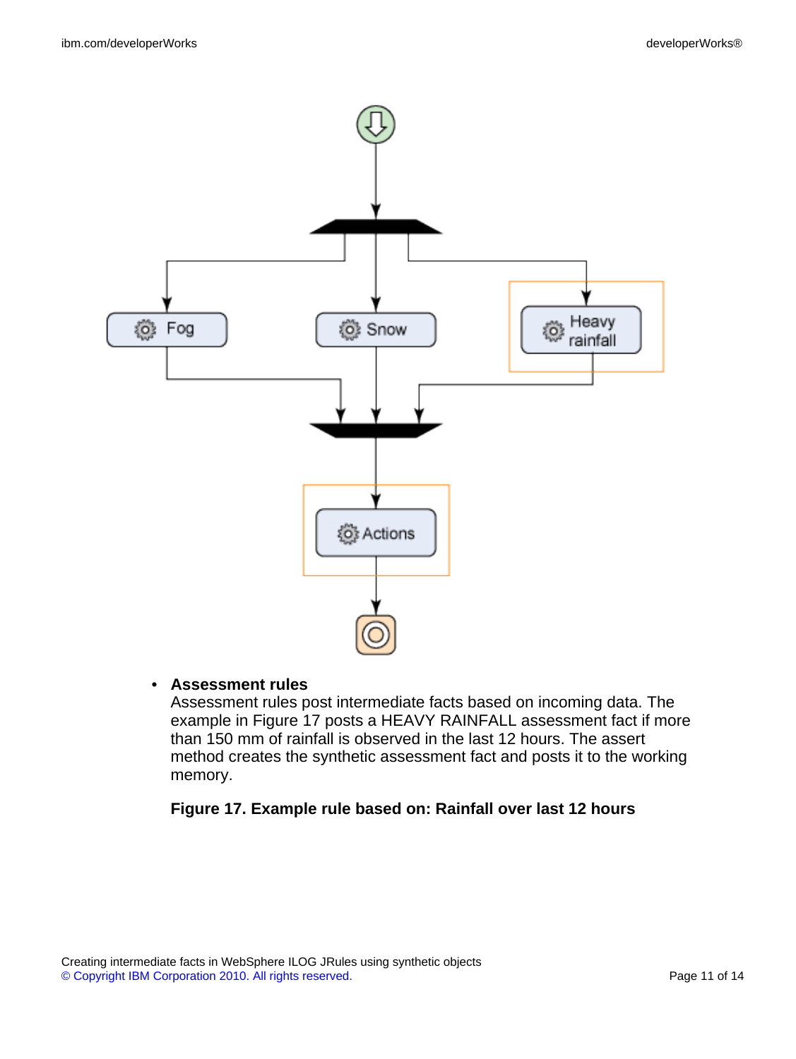- **Assessment rules**
  Assessment rules post intermediate facts based on incoming data. The example in Figure 17 posts a HEAVY RAINFALL assessment fact if more than 150 mm of rainfall is observed in the last 12 hours. The assert method creates the synthetic assessment fact and posts it to the working memory.

**Figure 17. Example rule based on: Rainfall over last 12 hours**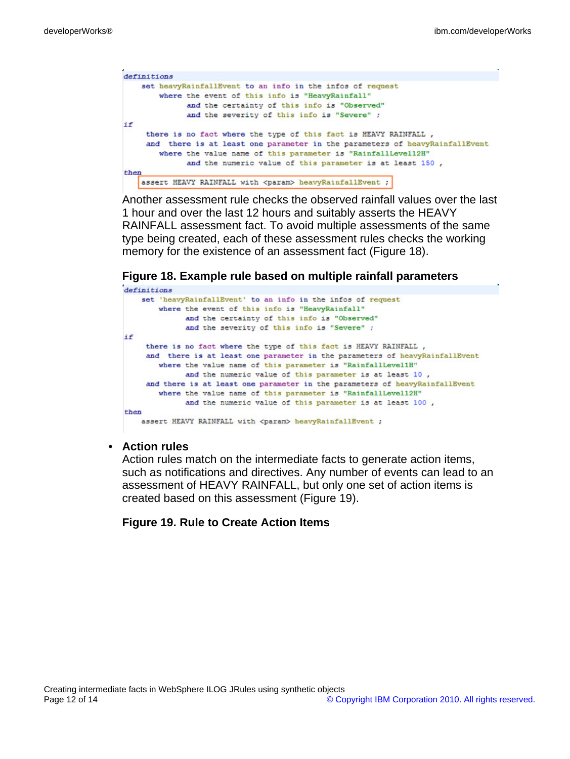```
definitions
    set heavyRainfallEvent to an info in the infos of request
        where the event of this info is "HeavyRainfall"
              and the certainty of this info is "Observed"
              and the severity of this info is "Severe" ;
if
     there is no fact where the type of this fact is HEAVY RAINFALL ,
     and  there is at least one parameter in the parameters of heavyRainfallEvent
        where the value name of this parameter is "RainfallLevel12H"
              and the numeric value of this parameter is at least 150 ,
then
    assert HEAVY RAINFALL with <param> heavyRainfallEvent ;
```

Another assessment rule checks the observed rainfall values over the last 1 hour and over the last 12 hours and suitably asserts the HEAVY RAINFALL assessment fact. To avoid multiple assessments of the same type being created, each of these assessment rules checks the working memory for the existence of an assessment fact (Figure 18).

**Figure 18. Example rule based on multiple rainfall parameters**

```
definitions
    set 'heavyRainfallEvent' to an info in the infos of request
        where the event of this info is "HeavyRainfall"
              and the certainty of this info is "Observed"
              and the severity of this info is "Severe" ;
if
     there is no fact where the type of this fact is HEAVY RAINFALL ,
     and  there is at least one parameter in the parameters of heavyRainfallEvent
        where the value name of this parameter is "RainfallLevel1H"
              and the numeric value of this parameter is at least 10 ,
     and there is at least one parameter in the parameters of heavyRainfallEvent
        where the value name of this parameter is "RainfallLevel12H"
              and the numeric value of this parameter is at least 100 ,
then
    assert HEAVY RAINFALL with <param> heavyRainfallEvent ;
```

- **Action rules**
  Action rules match on the intermediate facts to generate action items, such as notifications and directives. Any number of events can lead to an assessment of HEAVY RAINFALL, but only one set of action items is created based on this assessment (Figure 19).

**Figure 19. Rule to Create Action Items**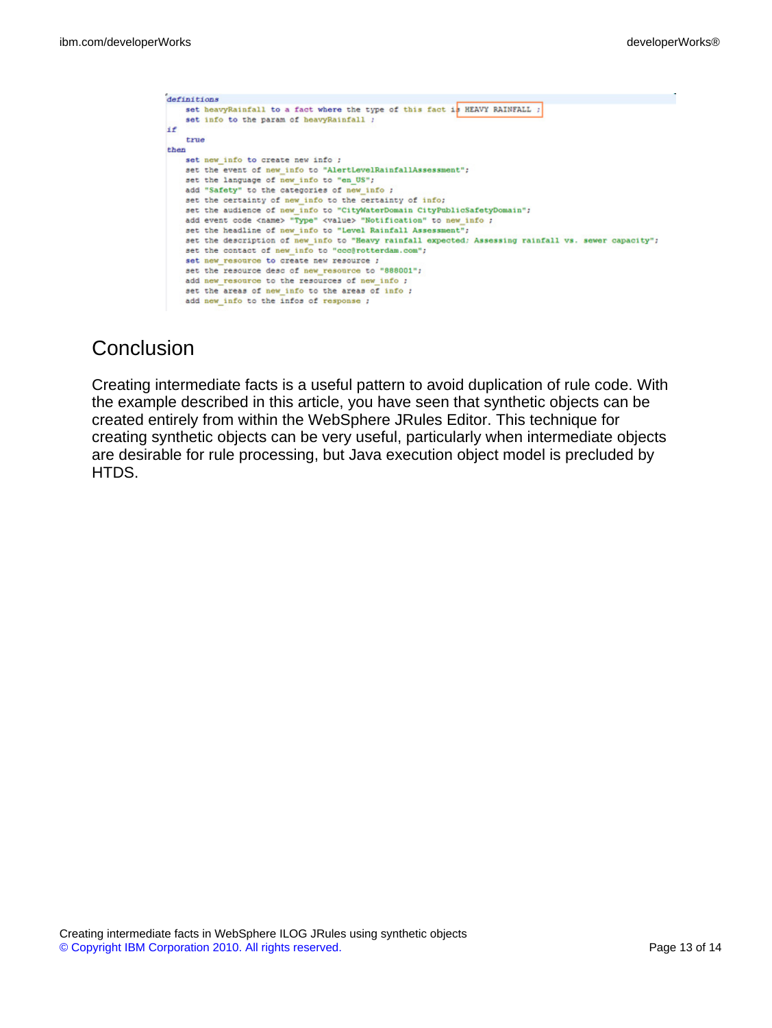```
definitions
    set heavyRainfall to a fact where the type of this fact is HEAVY RAINFALL ;
    set info to the param of heavyRainfall ;
if
    true
then
    set new_info to create new info ;
    set the event of new_info to "AlertLevelRainfallAssessment";
    set the language of new_info to "en_US";
    add "Safety" to the categories of new_info ;
    set the certainty of new_info to the certainty of info;
    set the audience of new_info to "CityWaterDomain CityPublicSafetyDomain";
    add event code <name> "Type" <value> "Notification" to new_info ;
    set the headline of new_info to "Level Rainfall Assessment";
    set the description of new_info to "Heavy rainfall expected: Assessing rainfall vs. sewer capacity";
    set the contact of new_info to "ccc@rotterdam.com";
    set new_resource to create new resource ;
    set the resource desc of new_resource to "888001";
    add new_resource to the resources of new_info ;
    set the areas of new_info to the areas of info ;
    add new_info to the infos of response ;
```

## Conclusion

Creating intermediate facts is a useful pattern to avoid duplication of rule code. With the example described in this article, you have seen that synthetic objects can be created entirely from within the WebSphere JRules Editor. This technique for creating synthetic objects can be very useful, particularly when intermediate objects are desirable for rule processing, but Java execution object model is precluded by HTDS.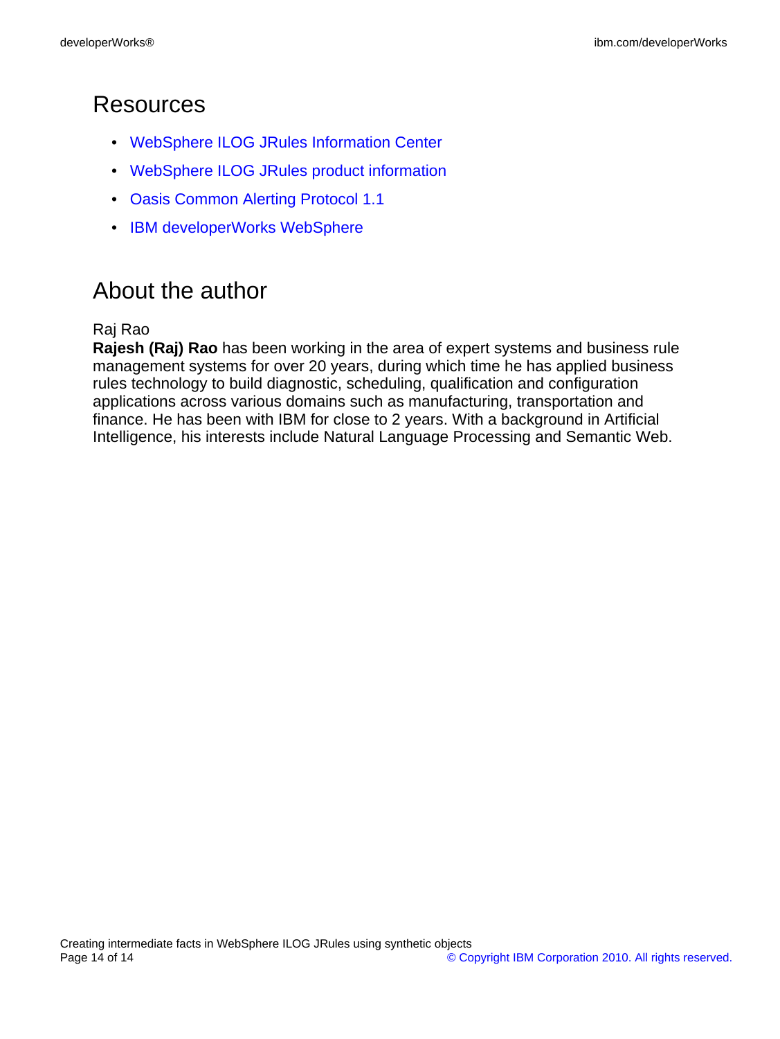## Resources

- WebSphere ILOG JRules Information Center
- WebSphere ILOG JRules product information
- Oasis Common Alerting Protocol 1.1
- IBM developerWorks WebSphere

## About the author

Raj Rao

**Rajesh (Raj) Rao** has been working in the area of expert systems and business rule management systems for over 20 years, during which time he has applied business rules technology to build diagnostic, scheduling, qualification and configuration applications across various domains such as manufacturing, transportation and finance. He has been with IBM for close to 2 years. With a background in Artificial Intelligence, his interests include Natural Language Processing and Semantic Web.